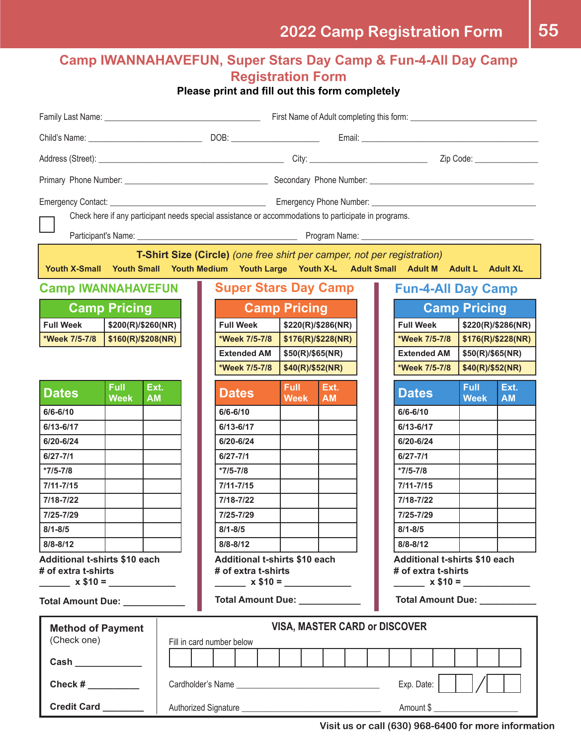# 2022 Camp Registration Form

## Camp IWANNAHAVEFUN, Super Stars Day Camp & Fun-4-All Day Camp Registration Form

**Please print and fill out this form completely**

Family Last Name: ______________________________ First Name of Adult completing this form: __________________________

Child's Name: ______________________ DOB: __________________ Email: ______________________________________

Address (Street): ______________________________________ City: ______________________ Zip Code: _____________

Primary Phone Number: ____________________________ Secondary Phone Number: ___________________________________

Emergency Contact: ______________________________ Emergency Phone Number: ___________________________________

☐ Check here if any participant needs special assistance or accommodations to participate in programs.

Participant's Name: ______________________________ Program Name: ___________________________________

**T-Shirt Size (Circle)** *(one free shirt per camper, not per registration)*

**Youth X-Small   Youth Small   Youth Medium   Youth Large   Youth X-L   Adult Small   Adult M   Adult L   Adult XL**

### Camp IWANNAHAVEFUN

| Camp Pricing | |
|---|---|
| Full Week | $200(R)/$260(NR) |
| *Week 7/5-7/8 | $160(R)/$208(NR) |

| Dates | Full Week | Ext. AM |
|---|---|---|
| 6/6-6/10 | | |
| 6/13-6/17 | | |
| 6/20-6/24 | | |
| 6/27-7/1 | | |
| *7/5-7/8 | | |
| 7/11-7/15 | | |
| 7/18-7/22 | | |
| 7/25-7/29 | | |
| 8/1-8/5 | | |
| 8/8-8/12 | | |

**Additional t-shirts $10 each**
**# of extra t-shirts**
**______ x $10 = ____________**

**Total Amount Due: ___________**

### Super Stars Day Camp

| Camp Pricing | |
|---|---|
| Full Week | $220(R)/$286(NR) |
| *Week 7/5-7/8 | $176(R)/$228(NR) |
| Extended AM | $50(R)/$65(NR) |
| *Week 7/5-7/8 | $40(R)/$52(NR) |

| Dates | Full Week | Ext. AM |
|---|---|---|
| 6/6-6/10 | | |
| 6/13-6/17 | | |
| 6/20-6/24 | | |
| 6/27-7/1 | | |
| *7/5-7/8 | | |
| 7/11-7/15 | | |
| 7/18-7/22 | | |
| 7/25-7/29 | | |
| 8/1-8/5 | | |
| 8/8-8/12 | | |

**Additional t-shirts $10 each**
**# of extra t-shirts**
**______ x $10 = ____________**

**Total Amount Due: ___________**

### Fun-4-All Day Camp

| Camp Pricing | |
|---|---|
| Full Week | $220(R)/$286(NR) |
| *Week 7/5-7/8 | $176(R)/$228(NR) |
| Extended AM | $50(R)/$65(NR) |
| *Week 7/5-7/8 | $40(R)/$52(NR) |

| Dates | Full Week | Ext. AM |
|---|---|---|
| 6/6-6/10 | | |
| 6/13-6/17 | | |
| 6/20-6/24 | | |
| 6/27-7/1 | | |
| *7/5-7/8 | | |
| 7/11-7/15 | | |
| 7/18-7/22 | | |
| 7/25-7/29 | | |
| 8/1-8/5 | | |
| 8/8-8/12 | | |

**Additional t-shirts $10 each**
**# of extra t-shirts**
**______ x $10 = ____________**

**Total Amount Due: ___________**

---

**Method of Payment** (Check one)

**Cash** ____________

**Check #** __________

**Credit Card** ________

**VISA, MASTER CARD or DISCOVER**

Fill in card number below

| | | | | | | | | | | | | | | | |
|---|---|---|---|---|---|---|---|---|---|---|---|---|---|---|---|

Cardholder's Name ______________________________ Exp. Date: __ __ / __ __

Authorized Signature ______________________________ Amount $ ________________

**Visit us or call (630) 968-6400 for more information**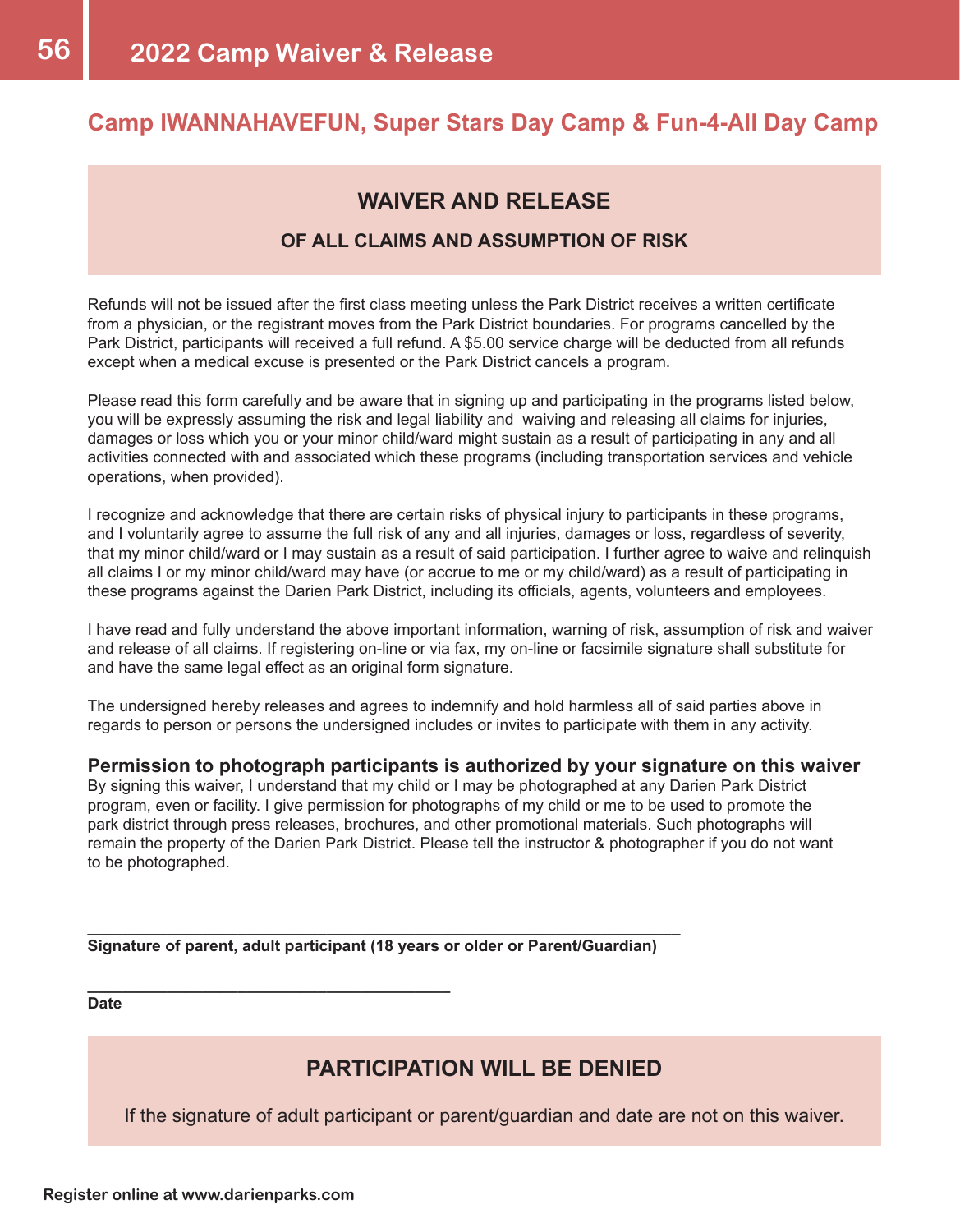# 2022 Camp Waiver & Release

## Camp IWANNAHAVEFUN, Super Stars Day Camp & Fun-4-All Day Camp

### WAIVER AND RELEASE

#### OF ALL CLAIMS AND ASSUMPTION OF RISK

Refunds will not be issued after the first class meeting unless the Park District receives a written certificate from a physician, or the registrant moves from the Park District boundaries. For programs cancelled by the Park District, participants will received a full refund. A $5.00 service charge will be deducted from all refunds except when a medical excuse is presented or the Park District cancels a program.

Please read this form carefully and be aware that in signing up and participating in the programs listed below, you will be expressly assuming the risk and legal liability and waiving and releasing all claims for injuries, damages or loss which you or your minor child/ward might sustain as a result of participating in any and all activities connected with and associated which these programs (including transportation services and vehicle operations, when provided).

I recognize and acknowledge that there are certain risks of physical injury to participants in these programs, and I voluntarily agree to assume the full risk of any and all injuries, damages or loss, regardless of severity, that my minor child/ward or I may sustain as a result of said participation. I further agree to waive and relinquish all claims I or my minor child/ward may have (or accrue to me or my child/ward) as a result of participating in these programs against the Darien Park District, including its officials, agents, volunteers and employees.

I have read and fully understand the above important information, warning of risk, assumption of risk and waiver and release of all claims. If registering on-line or via fax, my on-line or facsimile signature shall substitute for and have the same legal effect as an original form signature.

The undersigned hereby releases and agrees to indemnify and hold harmless all of said parties above in regards to person or persons the undersigned includes or invites to participate with them in any activity.

**Permission to photograph participants is authorized by your signature on this waiver**
By signing this waiver, I understand that my child or I may be photographed at any Darien Park District program, even or facility. I give permission for photographs of my child or me to be used to promote the park district through press releases, brochures, and other promotional materials. Such photographs will remain the property of the Darien Park District. Please tell the instructor & photographer if you do not want to be photographed.

\_\_\_\_\_\_\_\_\_\_\_\_\_\_\_\_\_\_\_\_\_\_\_\_\_\_\_\_\_\_\_\_\_\_\_\_\_\_\_\_\_\_\_\_\_\_\_\_\_\_\_\_\_\_
**Signature of parent, adult participant (18 years or older or Parent/Guardian)**

\_\_\_\_\_\_\_\_\_\_\_\_\_\_\_\_\_\_\_\_\_\_\_\_\_\_\_\_\_\_\_\_\_\_
**Date**

### PARTICIPATION WILL BE DENIED

If the signature of adult participant or parent/guardian and date are not on this waiver.

**Register online at www.darienparks.com**